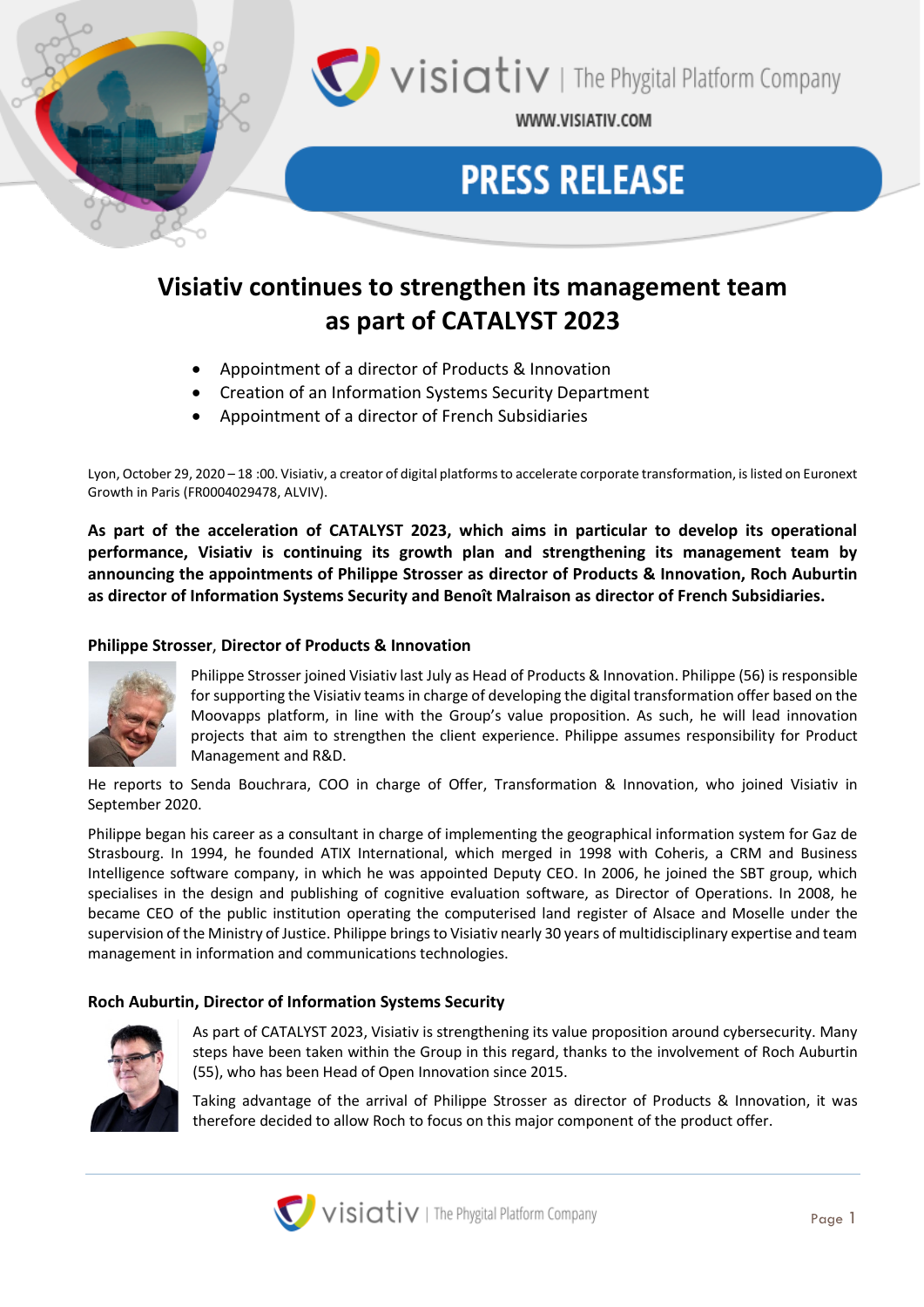# Visiativ continues to strengthen its management team as part of CATALYST 2023

- Appointment of a director of Products & Innovation
- Creation of an Information Systems Security Department
- Appointment of a director of French Subsidiaries

Lyon, October 29, 2020 – 18 :00. Visiativ, a creator of digital platforms to accelerate corporate transformation, is listed on Euronext Growth in Paris (FR0004029478, ALVIV).

**As part of the acceleration of CATALYST 2023, which aims in particular to develop its operational performance, Visiativ is continuing its growth plan and strengthening its management team by announcing the appointments of Philippe Strosser as director of Products & Innovation, Roch Auburtin as director of Information Systems Security and Benoît Malraison as director of French Subsidiaries.**

### Philippe Strosser, Director of Products & Innovation

Philippe Strosser joined Visiativ last July as Head of Products & Innovation. Philippe (56) is responsible for supporting the Visiativ teams in charge of developing the digital transformation offer based on the Moovapps platform, in line with the Group's value proposition. As such, he will lead innovation projects that aim to strengthen the client experience. Philippe assumes responsibility for Product Management and R&D.

He reports to Senda Bouchrara, COO in charge of Offer, Transformation & Innovation, who joined Visiativ in September 2020.

Philippe began his career as a consultant in charge of implementing the geographical information system for Gaz de Strasbourg. In 1994, he founded ATIX International, which merged in 1998 with Coheris, a CRM and Business Intelligence software company, in which he was appointed Deputy CEO. In 2006, he joined the SBT group, which specialises in the design and publishing of cognitive evaluation software, as Director of Operations. In 2008, he became CEO of the public institution operating the computerised land register of Alsace and Moselle under the supervision of the Ministry of Justice. Philippe brings to Visiativ nearly 30 years of multidisciplinary expertise and team management in information and communications technologies.

### Roch Auburtin, Director of Information Systems Security

As part of CATALYST 2023, Visiativ is strengthening its value proposition around cybersecurity. Many steps have been taken within the Group in this regard, thanks to the involvement of Roch Auburtin (55), who has been Head of Open Innovation since 2015.

Taking advantage of the arrival of Philippe Strosser as director of Products & Innovation, it was therefore decided to allow Roch to focus on this major component of the product offer.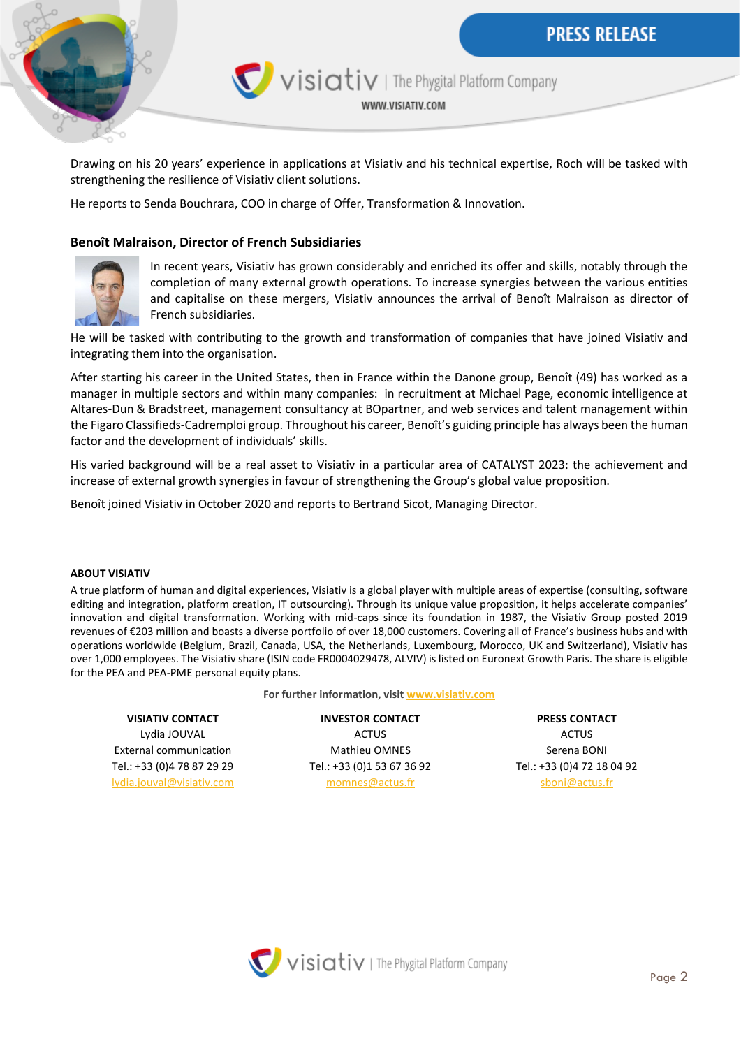Drawing on his 20 years' experience in applications at Visiativ and his technical expertise, Roch will be tasked with strengthening the resilience of Visiativ client solutions.

He reports to Senda Bouchrara, COO in charge of Offer, Transformation & Innovation.

### Benoît Malraison, Director of French Subsidiaries

In recent years, Visiativ has grown considerably and enriched its offer and skills, notably through the completion of many external growth operations. To increase synergies between the various entities and capitalise on these mergers, Visiativ announces the arrival of Benoît Malraison as director of French subsidiaries.

He will be tasked with contributing to the growth and transformation of companies that have joined Visiativ and integrating them into the organisation.

After starting his career in the United States, then in France within the Danone group, Benoît (49) has worked as a manager in multiple sectors and within many companies: in recruitment at Michael Page, economic intelligence at Altares-Dun & Bradstreet, management consultancy at BOpartner, and web services and talent management within the Figaro Classifieds-Cadremploi group. Throughout his career, Benoît's guiding principle has always been the human factor and the development of individuals' skills.

His varied background will be a real asset to Visiativ in a particular area of CATALYST 2023: the achievement and increase of external growth synergies in favour of strengthening the Group's global value proposition.

Benoît joined Visiativ in October 2020 and reports to Bertrand Sicot, Managing Director.

**ABOUT VISIATIV**

A true platform of human and digital experiences, Visiativ is a global player with multiple areas of expertise (consulting, software editing and integration, platform creation, IT outsourcing). Through its unique value proposition, it helps accelerate companies' innovation and digital transformation. Working with mid-caps since its foundation in 1987, the Visiativ Group posted 2019 revenues of €203 million and boasts a diverse portfolio of over 18,000 customers. Covering all of France's business hubs and with operations worldwide (Belgium, Brazil, Canada, USA, the Netherlands, Luxembourg, Morocco, UK and Switzerland), Visiativ has over 1,000 employees. The Visiativ share (ISIN code FR0004029478, ALVIV) is listed on Euronext Growth Paris. The share is eligible for the PEA and PEA-PME personal equity plans.

**For further information, visit www.visiativ.com**

| VISIATIV CONTACT | INVESTOR CONTACT | PRESS CONTACT |
| --- | --- | --- |
| Lydia JOUVAL | ACTUS | ACTUS |
| External communication | Mathieu OMNES | Serena BONI |
| Tel.: +33 (0)4 78 87 29 29 | Tel.: +33 (0)1 53 67 36 92 | Tel.: +33 (0)4 72 18 04 92 |
| lydia.jouval@visiativ.com | momnes@actus.fr | sboni@actus.fr |